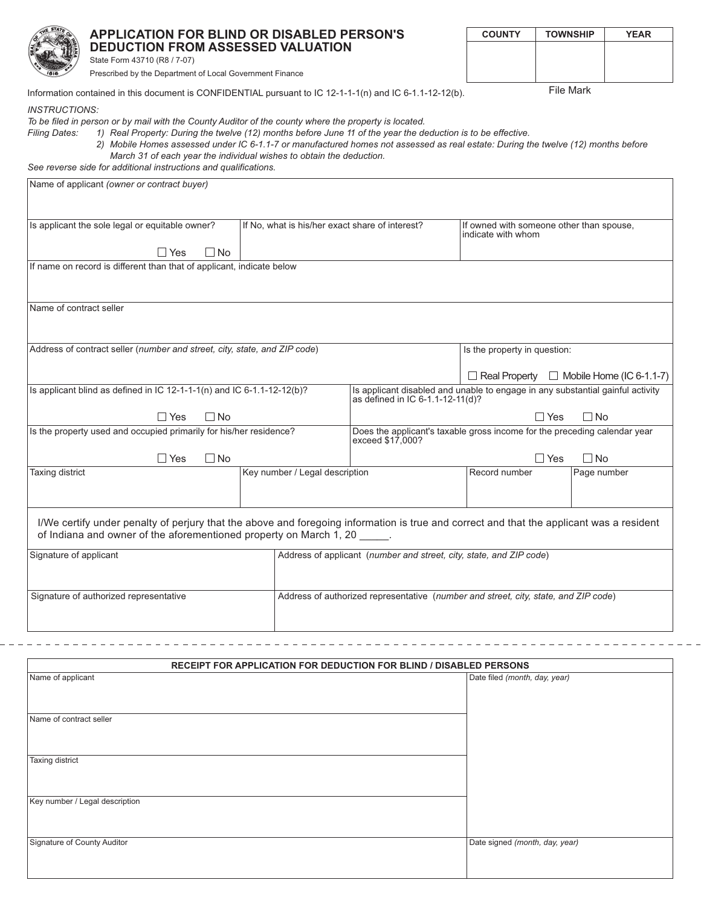# APPLICATION FOR BLIND OR DISABLED PERSON'S DEDUCTION FROM ASSESSED VALUATION

State Form 43710 (R8 / 7-07)

Prescribed by the Department of Local Government Finance

| COUNTY | TOWNSHIP | YEAR |
|---|---|---|
| | | |

File Mark

Information contained in this document is CONFIDENTIAL pursuant to IC 12-1-1-1(n) and IC 6-1.1-12-12(b).

*INSTRUCTIONS:*

*To be filed in person or by mail with the County Auditor of the county where the property is located.*

*Filing Dates:*
1) *Real Property: During the twelve (12) months before June 11 of the year the deduction is to be effective.*
2) *Mobile Homes assessed under IC 6-1.1-7 or manufactured homes not assessed as real estate: During the twelve (12) months before March 31 of each year the individual wishes to obtain the deduction.*

*See reverse side for additional instructions and qualifications.*

| | | |
|---|---|---|
| Name of applicant *(owner or contract buyer)* | | |
| Is applicant the sole legal or equitable owner? ☐ Yes ☐ No | If No, what is his/her exact share of interest? | If owned with someone other than spouse, indicate with whom |
| If name on record is different than that of applicant, indicate below | | |
| Name of contract seller | | |
| Address of contract seller (*number and street, city, state, and ZIP code*) | | Is the property in question: ☐ Real Property ☐ Mobile Home (IC 6-1.1-7) |

| | |
|---|---|
| Is applicant blind as defined in IC 12-1-1-1(n) and IC 6-1.1-12-12(b)? ☐ Yes ☐ No | Is applicant disabled and unable to engage in any substantial gainful activity as defined in IC 6-1.1-12-11(d)? ☐ Yes ☐ No |
| Is the property used and occupied primarily for his/her residence? ☐ Yes ☐ No | Does the applicant's taxable gross income for the preceding calendar year exceed $17,000? ☐ Yes ☐ No |

| Taxing district | Key number / Legal description | Record number | Page number |
|---|---|---|---|
| | | | |

I/We certify under penalty of perjury that the above and foregoing information is true and correct and that the applicant was a resident of Indiana and owner of the aforementioned property on March 1, 20 _____.

| | |
|---|---|
| Signature of applicant | Address of applicant (*number and street, city, state, and ZIP code*) |
| Signature of authorized representative | Address of authorized representative (*number and street, city, state, and ZIP code*) |

---

| RECEIPT FOR APPLICATION FOR DEDUCTION FOR BLIND / DISABLED PERSONS | |
|---|---|
| Name of applicant | Date filed *(month, day, year)* |
| Name of contract seller | |
| Taxing district | |
| Key number / Legal description | |
| Signature of County Auditor | Date signed *(month, day, year)* |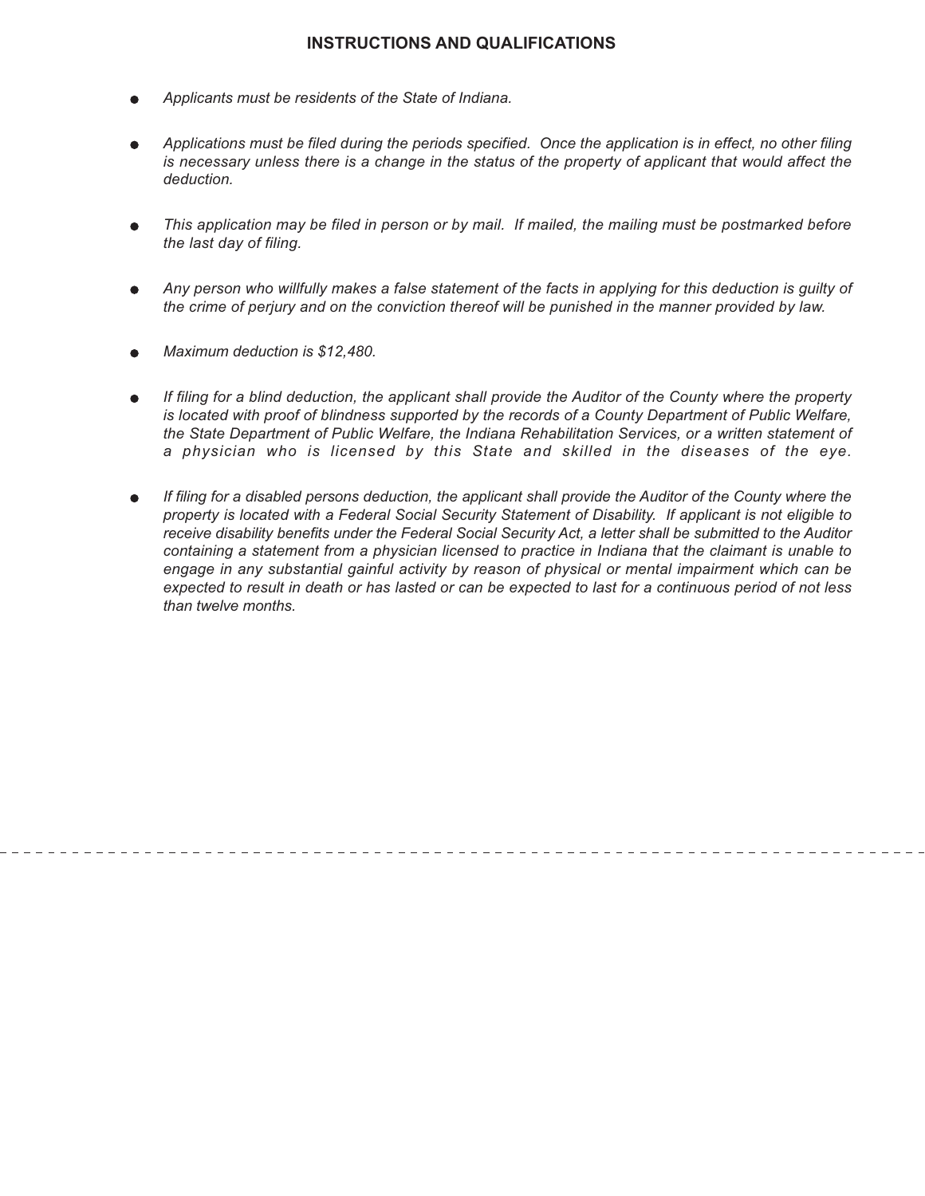## INSTRUCTIONS AND QUALIFICATIONS

- *Applicants must be residents of the State of Indiana.*
- *Applications must be filed during the periods specified. Once the application is in effect, no other filing is necessary unless there is a change in the status of the property of applicant that would affect the deduction.*
- *This application may be filed in person or by mail. If mailed, the mailing must be postmarked before the last day of filing.*
- *Any person who willfully makes a false statement of the facts in applying for this deduction is guilty of the crime of perjury and on the conviction thereof will be punished in the manner provided by law.*
- *Maximum deduction is $12,480.*
- *If filing for a blind deduction, the applicant shall provide the Auditor of the County where the property is located with proof of blindness supported by the records of a County Department of Public Welfare, the State Department of Public Welfare, the Indiana Rehabilitation Services, or a written statement of a physician who is licensed by this State and skilled in the diseases of the eye.*
- *If filing for a disabled persons deduction, the applicant shall provide the Auditor of the County where the property is located with a Federal Social Security Statement of Disability. If applicant is not eligible to receive disability benefits under the Federal Social Security Act, a letter shall be submitted to the Auditor containing a statement from a physician licensed to practice in Indiana that the claimant is unable to engage in any substantial gainful activity by reason of physical or mental impairment which can be expected to result in death or has lasted or can be expected to last for a continuous period of not less than twelve months.*